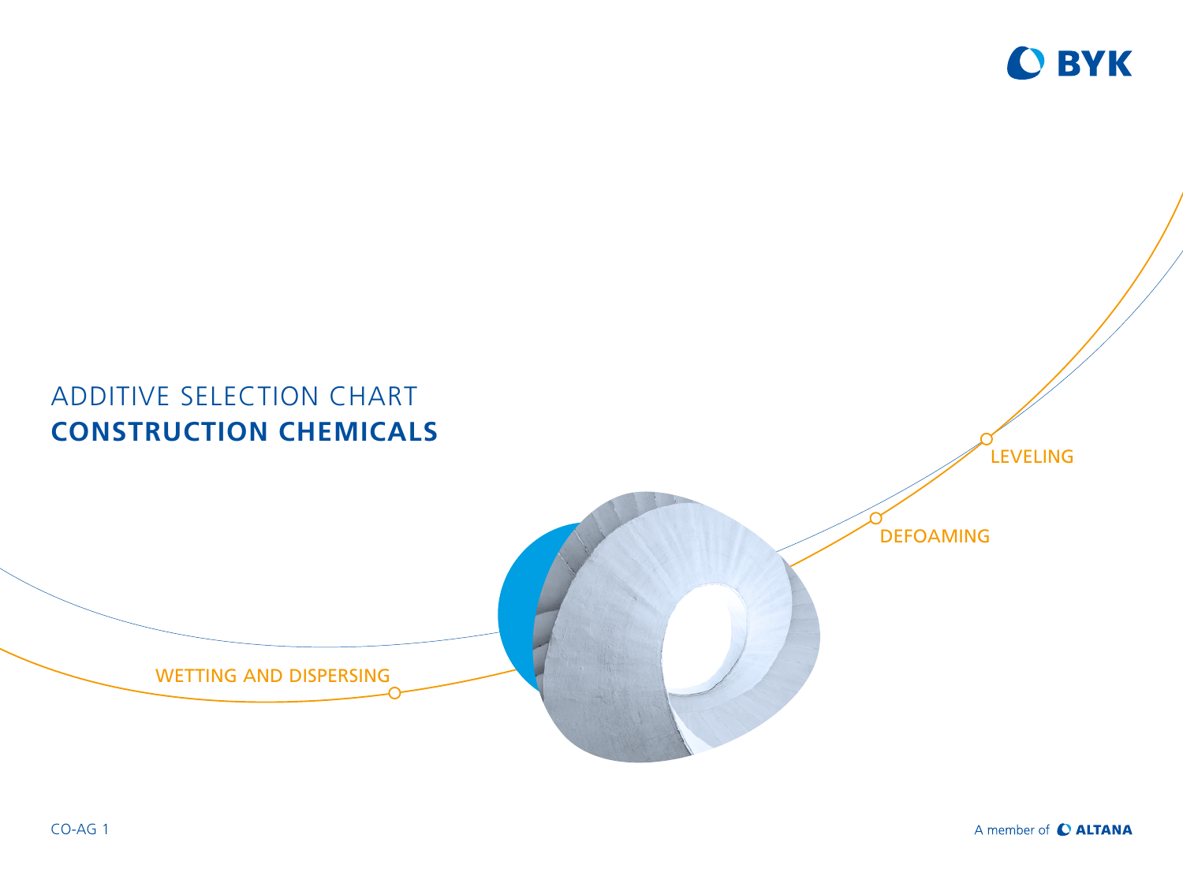BYK

# ADDITIVE SELECTION CHART
# CONSTRUCTION CHEMICALS

LEVELING

DEFOAMING

WETTING AND DISPERSING

CO-AG 1

A member of ALTANA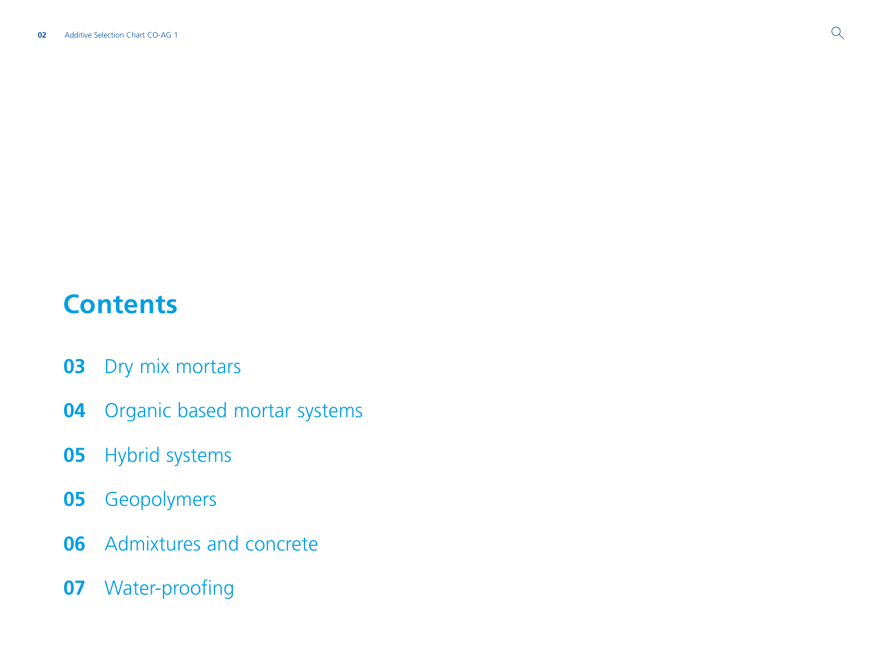# Contents

**03** Dry mix mortars

**04** Organic based mortar systems

**05** Hybrid systems

**05** Geopolymers

**06** Admixtures and concrete

**07** Water-proofing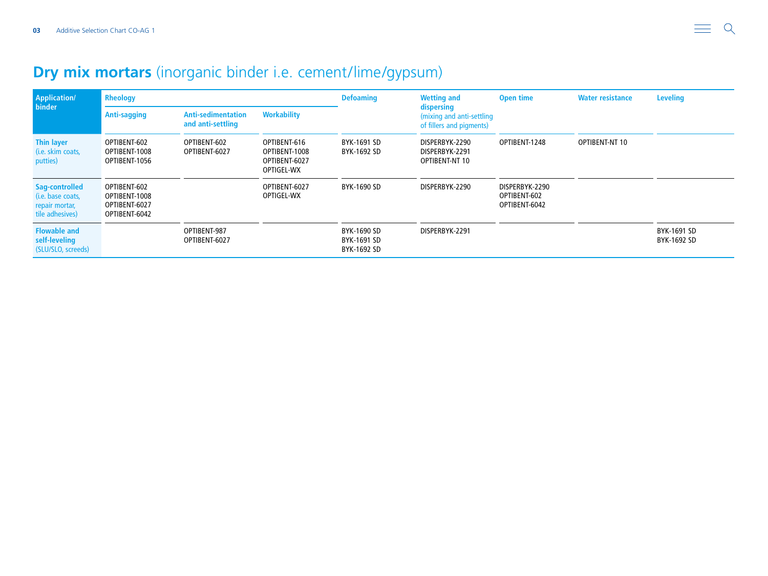## **Dry mix mortars** (inorganic binder i.e. cement/lime/gypsum)

| Application/ binder | Rheology | | | Defoaming | Wetting and dispersing (mixing and anti-settling of fillers and pigments) | Open time | Water resistance | Leveling |
|---|---|---|---|---|---|---|---|---|
| | Anti-sagging | Anti-sedimentation and anti-settling | Workability | | | | | |
| **Thin layer** (i.e. skim coats, putties) | OPTIBENT-602<br>OPTIBENT-1008<br>OPTIBENT-1056 | OPTIBENT-602<br>OPTIBENT-6027 | OPTIBENT-616<br>OPTIBENT-1008<br>OPTIBENT-6027<br>OPTIGEL-WX | BYK-1691 SD<br>BYK-1692 SD | DISPERBYK-2290<br>DISPERBYK-2291<br>OPTIBENT-NT 10 | OPTIBENT-1248 | OPTIBENT-NT 10 | |
| **Sag-controlled** (i.e. base coats, repair mortar, tile adhesives) | OPTIBENT-602<br>OPTIBENT-1008<br>OPTIBENT-6027<br>OPTIBENT-6042 | | OPTIBENT-6027<br>OPTIGEL-WX | BYK-1690 SD | DISPERBYK-2290 | DISPERBYK-2290<br>OPTIBENT-602<br>OPTIBENT-6042 | | |
| **Flowable and self-leveling** (SLU/SLO, screeds) | | OPTIBENT-987<br>OPTIBENT-6027 | | BYK-1690 SD<br>BYK-1691 SD<br>BYK-1692 SD | DISPERBYK-2291 | | | BYK-1691 SD<br>BYK-1692 SD |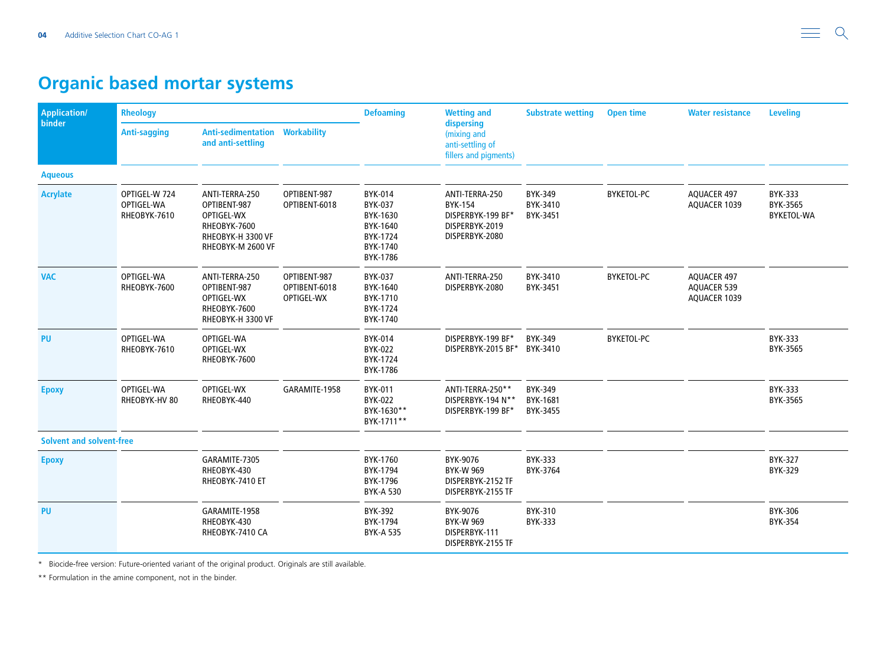## Organic based mortar systems

| Application/ binder | Rheology | | | Defoaming | Wetting and dispersing (mixing and anti-settling of fillers and pigments) | Substrate wetting | Open time | Water resistance | Leveling |
|---|---|---|---|---|---|---|---|---|---|
| | Anti-sagging | Anti-sedimentation and anti-settling | Workability | | | | | | |
| **Aqueous** | | | | | | | | | |
| **Acrylate** | OPTIGEL-W 724<br>OPTIGEL-WA<br>RHEOBYK-7610 | ANTI-TERRA-250<br>OPTIBENT-987<br>OPTIGEL-WX<br>RHEOBYK-7600<br>RHEOBYK-H 3300 VF<br>RHEOBYK-M 2600 VF | OPTIBENT-987<br>OPTIBENT-6018 | BYK-014<br>BYK-037<br>BYK-1630<br>BYK-1640<br>BYK-1724<br>BYK-1740<br>BYK-1786 | ANTI-TERRA-250<br>BYK-154<br>DISPERBYK-199 BF*<br>DISPERBYK-2019<br>DISPERBYK-2080 | BYK-349<br>BYK-3410<br>BYK-3451 | BYKETOL-PC | AQUACER 497<br>AQUACER 1039 | BYK-333<br>BYK-3565<br>BYKETOL-WA |
| **VAC** | OPTIGEL-WA<br>RHEOBYK-7600 | ANTI-TERRA-250<br>OPTIBENT-987<br>OPTIGEL-WX<br>RHEOBYK-7600<br>RHEOBYK-H 3300 VF | OPTIBENT-987<br>OPTIBENT-6018<br>OPTIGEL-WX | BYK-037<br>BYK-1640<br>BYK-1710<br>BYK-1724<br>BYK-1740 | ANTI-TERRA-250<br>DISPERBYK-2080 | BYK-3410<br>BYK-3451 | BYKETOL-PC | AQUACER 497<br>AQUACER 539<br>AQUACER 1039 | |
| **PU** | OPTIGEL-WA<br>RHEOBYK-7610 | OPTIGEL-WA<br>OPTIGEL-WX<br>RHEOBYK-7600 | | BYK-014<br>BYK-022<br>BYK-1724<br>BYK-1786 | DISPERBYK-199 BF*<br>DISPERBYK-2015 BF* | BYK-349<br>BYK-3410 | BYKETOL-PC | | BYK-333<br>BYK-3565 |
| **Epoxy** | OPTIGEL-WA<br>RHEOBYK-HV 80 | OPTIGEL-WX<br>RHEOBYK-440 | GARAMITE-1958 | BYK-011<br>BYK-022<br>BYK-1630**<br>BYK-1711** | ANTI-TERRA-250**<br>DISPERBYK-194 N**<br>DISPERBYK-199 BF* | BYK-349<br>BYK-1681<br>BYK-3455 | | | BYK-333<br>BYK-3565 |
| **Solvent and solvent-free** | | | | | | | | | |
| **Epoxy** | | GARAMITE-7305<br>RHEOBYK-430<br>RHEOBYK-7410 ET | | BYK-1760<br>BYK-1794<br>BYK-1796<br>BYK-A 530 | BYK-9076<br>BYK-W 969<br>DISPERBYK-2152 TF<br>DISPERBYK-2155 TF | BYK-333<br>BYK-3764 | | | BYK-327<br>BYK-329 |
| **PU** | | GARAMITE-1958<br>RHEOBYK-430<br>RHEOBYK-7410 CA | | BYK-392<br>BYK-1794<br>BYK-A 535 | BYK-9076<br>BYK-W 969<br>DISPERBYK-111<br>DISPERBYK-2155 TF | BYK-310<br>BYK-333 | | | BYK-306<br>BYK-354 |

\* Biocide-free version: Future-oriented variant of the original product. Originals are still available.

\*\* Formulation in the amine component, not in the binder.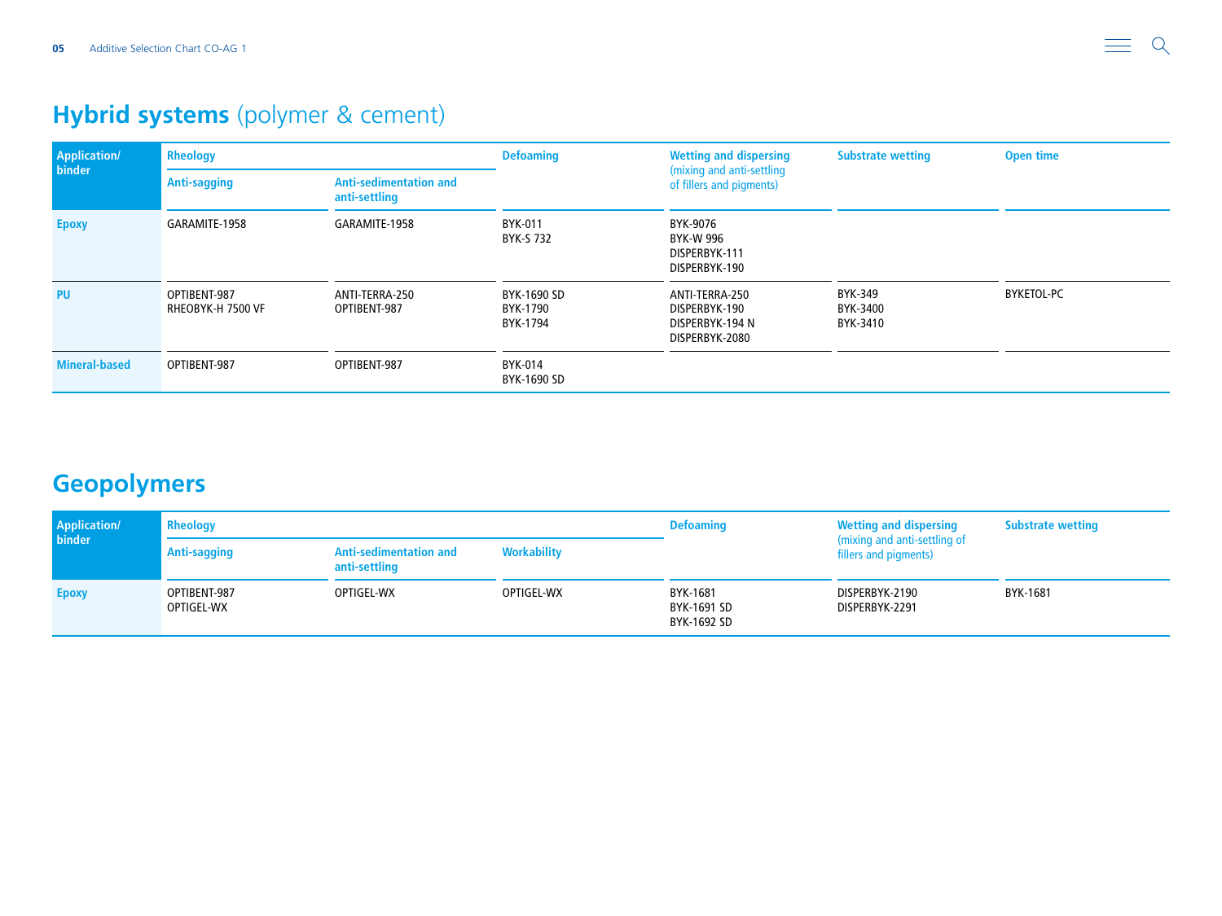# **Hybrid systems** (polymer & cement)

| Application/ binder | Rheology | | Defoaming | Wetting and dispersing (mixing and anti-settling of fillers and pigments) | Substrate wetting | Open time |
|---|---|---|---|---|---|---|
| | Anti-sagging | Anti-sedimentation and anti-settling | | | | |
| Epoxy | GARAMITE-1958 | GARAMITE-1958 | BYK-011<br>BYK-S 732 | BYK-9076<br>BYK-W 996<br>DISPERBYK-111<br>DISPERBYK-190 | | |
| PU | OPTIBENT-987<br>RHEOBYK-H 7500 VF | ANTI-TERRA-250<br>OPTIBENT-987 | BYK-1690 SD<br>BYK-1790<br>BYK-1794 | ANTI-TERRA-250<br>DISPERBYK-190<br>DISPERBYK-194 N<br>DISPERBYK-2080 | BYK-349<br>BYK-3400<br>BYK-3410 | BYKETOL-PC |
| Mineral-based | OPTIBENT-987 | OPTIBENT-987 | BYK-014<br>BYK-1690 SD | | | |

# Geopolymers

| Application/ binder | Rheology | | | Defoaming | Wetting and dispersing (mixing and anti-settling of fillers and pigments) | Substrate wetting |
|---|---|---|---|---|---|---|
| | Anti-sagging | Anti-sedimentation and anti-settling | Workability | | | |
| Epoxy | OPTIBENT-987<br>OPTIGEL-WX | OPTIGEL-WX | OPTIGEL-WX | BYK-1681<br>BYK-1691 SD<br>BYK-1692 SD | DISPERBYK-2190<br>DISPERBYK-2291 | BYK-1681 |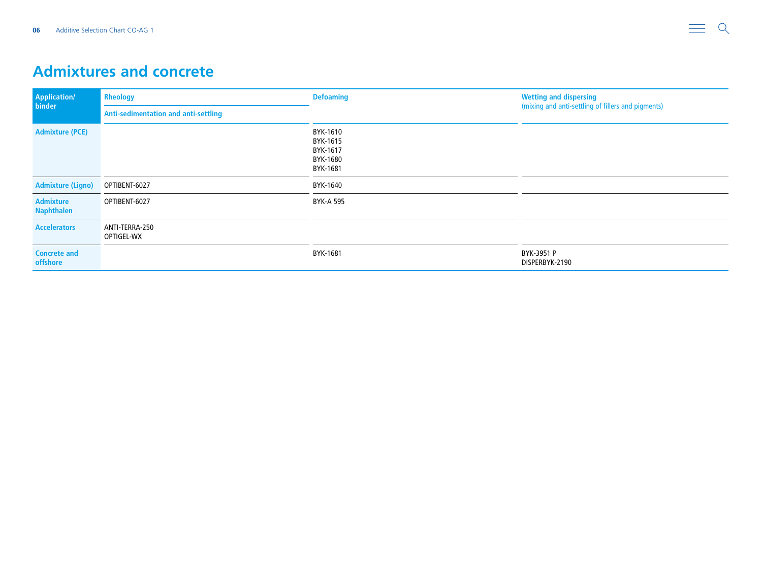## Admixtures and concrete

| Application/ binder | Rheology<br>Anti-sedimentation and anti-settling | Defoaming | Wetting and dispersing<br>(mixing and anti-settling of fillers and pigments) |
|---|---|---|---|
| Admixture (PCE) | | BYK-1610<br>BYK-1615<br>BYK-1617<br>BYK-1680<br>BYK-1681 | |
| Admixture (Ligno) | OPTIBENT-6027 | BYK-1640 | |
| Admixture Naphthalen | OPTIBENT-6027 | BYK-A 595 | |
| Accelerators | ANTI-TERRA-250<br>OPTIGEL-WX | | |
| Concrete and offshore | | BYK-1681 | BYK-3951 P<br>DISPERBYK-2190 |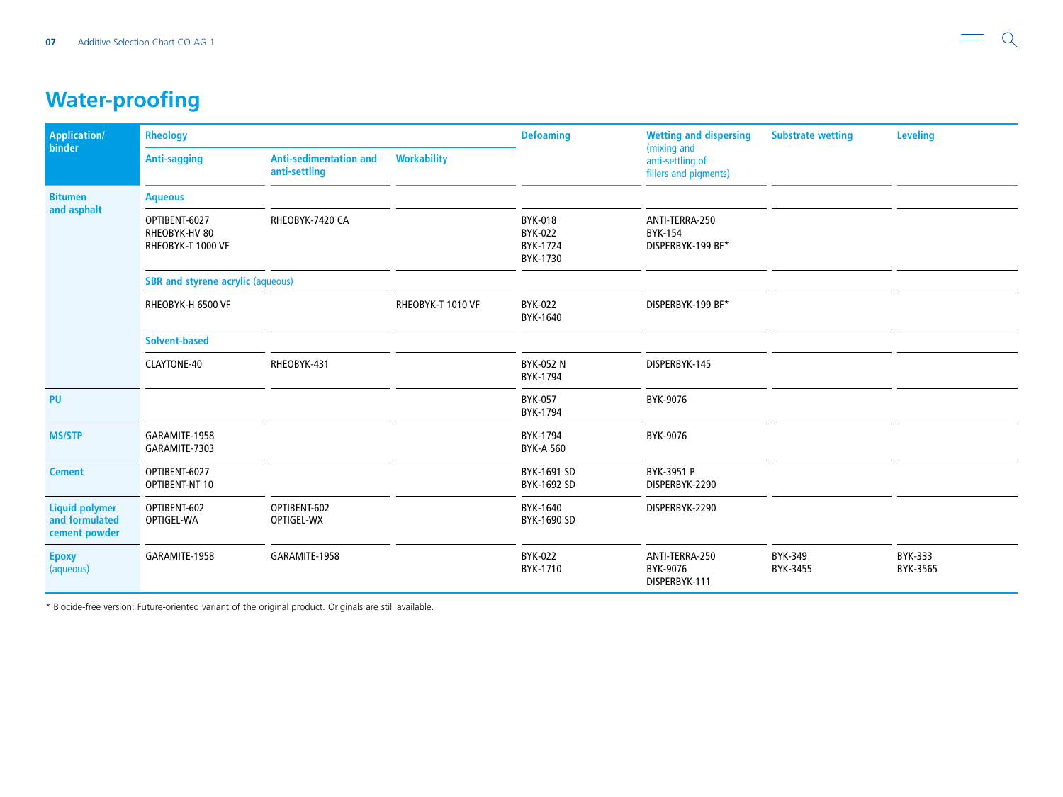# Water-proofing

| Application/ binder | Rheology | | | Defoaming | Wetting and dispersing (mixing and anti-settling of fillers and pigments) | Substrate wetting | Leveling |
|---|---|---|---|---|---|---|---|
| | Anti-sagging | Anti-sedimentation and anti-settling | Workability | | | | |
| **Bitumen and asphalt** | **Aqueous** | | | | | | |
| | OPTIBENT-6027<br>RHEOBYK-HV 80<br>RHEOBYK-T 1000 VF | RHEOBYK-7420 CA | | BYK-018<br>BYK-022<br>BYK-1724<br>BYK-1730 | ANTI-TERRA-250<br>BYK-154<br>DISPERBYK-199 BF* | | |
| | **SBR and styrene acrylic** (aqueous) | | | | | | |
| | RHEOBYK-H 6500 VF | | RHEOBYK-T 1010 VF | BYK-022<br>BYK-1640 | DISPERBYK-199 BF* | | |
| | **Solvent-based** | | | | | | |
| | CLAYTONE-40 | RHEOBYK-431 | | BYK-052 N<br>BYK-1794 | DISPERBYK-145 | | |
| **PU** | | | | BYK-057<br>BYK-1794 | BYK-9076 | | |
| **MS/STP** | GARAMITE-1958<br>GARAMITE-7303 | | | BYK-1794<br>BYK-A 560 | BYK-9076 | | |
| **Cement** | OPTIBENT-6027<br>OPTIBENT-NT 10 | | | BYK-1691 SD<br>BYK-1692 SD | BYK-3951 P<br>DISPERBYK-2290 | | |
| **Liquid polymer and formulated cement powder** | OPTIBENT-602<br>OPTIGEL-WA | OPTIBENT-602<br>OPTIGEL-WX | | BYK-1640<br>BYK-1690 SD | DISPERBYK-2290 | | |
| **Epoxy** (aqueous) | GARAMITE-1958 | GARAMITE-1958 | | BYK-022<br>BYK-1710 | ANTI-TERRA-250<br>BYK-9076<br>DISPERBYK-111 | BYK-349<br>BYK-3455 | BYK-333<br>BYK-3565 |

* Biocide-free version: Future-oriented variant of the original product. Originals are still available.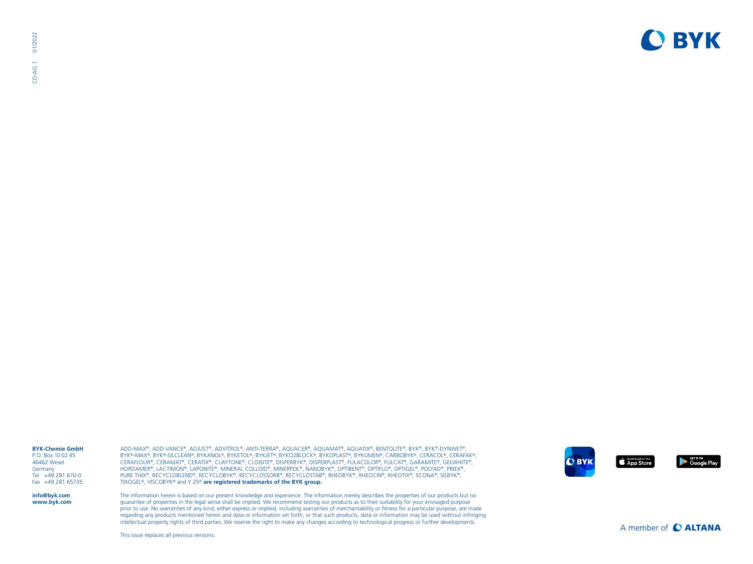CO-AG 1 01/2022

**BYK-Chemie GmbH**
P.O. Box 10 02 45
46462 Wesel
Germany
Tel +49 281 670-0
Fax +49 281 65735

**info@byk.com**
**www.byk.com**

ADD-MAX®, ADD-VANCE®, ADJUST®, ADVITROL®, ANTI-TERRA®, AQUACER®, AQUAMAT®, AQUATIX®, BENTOLITE®, BYK®, BYK®-DYNWET®, BYK®-MAX®, BYK®-SILCLEAN®, BYKANOL®, BYKETOL®, BYKJET®, BYKO2BLOCK®, BYKOPLAST®, BYKUMEN®, CARBOBYK®, CERACOL®, CERAFAK®, CERAFLOUR®, CERAMAT®, CERATIX®, CLAYTONE®, CLOISITE®, DISPERBYK®, DISPERPLAST®, FULACOLOR®, FULCAT®, GARAMITE®, GELWHITE®, HORDAMER®, LACTIMON®, LAPONITE®, MINERAL COLLOID®, MINERPOL®, NANOBYK®, OPTIBENT®, OPTIFLO®, OPTIGEL®, POLYAD®, PRIEX®, PURE THIX®, RECYCLOBLEND®, RECYCLOBYK®, RECYCLOSSORB®, RECYCLOSTAB®, RHEOBYK®, RHEOCIN®, RHEOTIX®, SCONA®, SILBYK®, TIXOGEL®, VISCOBYK® and Y 25® **are registered trademarks of the BYK group.**

The information herein is based on our present knowledge and experience. The information merely describes the properties of our products but no guarantee of properties in the legal sense shall be implied. We recommend testing our products as to their suitability for your envisaged purpose prior to use. No warranties of any kind, either express or implied, including warranties of merchantability or fitness for a particular purpose, are made regarding any products mentioned herein and data or information set forth, or that such products, data or information may be used without infringing intellectual property rights of third parties. We reserve the right to make any changes according to technological progress or further developments.

This issue replaces all previous versions.

A member of ALTANA